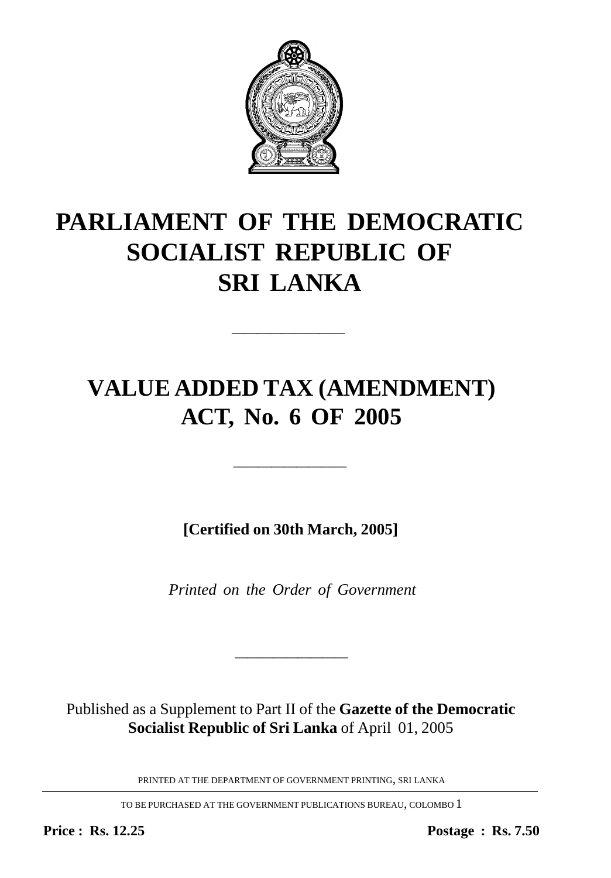# PARLIAMENT OF THE DEMOCRATIC SOCIALIST REPUBLIC OF SRI LANKA

---

# VALUE ADDED TAX (AMENDMENT) ACT, No. 6 OF 2005

---

**[Certified on 30th March, 2005]**

*Printed on the Order of Government*

---

Published as a Supplement to Part II of the **Gazette of the Democratic Socialist Republic of Sri Lanka** of April 01, 2005

PRINTED AT THE DEPARTMENT OF GOVERNMENT PRINTING, SRI LANKA

TO BE PURCHASED AT THE GOVERNMENT PUBLICATIONS BUREAU, COLOMBO 1

**Price : Rs. 12.25** **Postage : Rs. 7.50**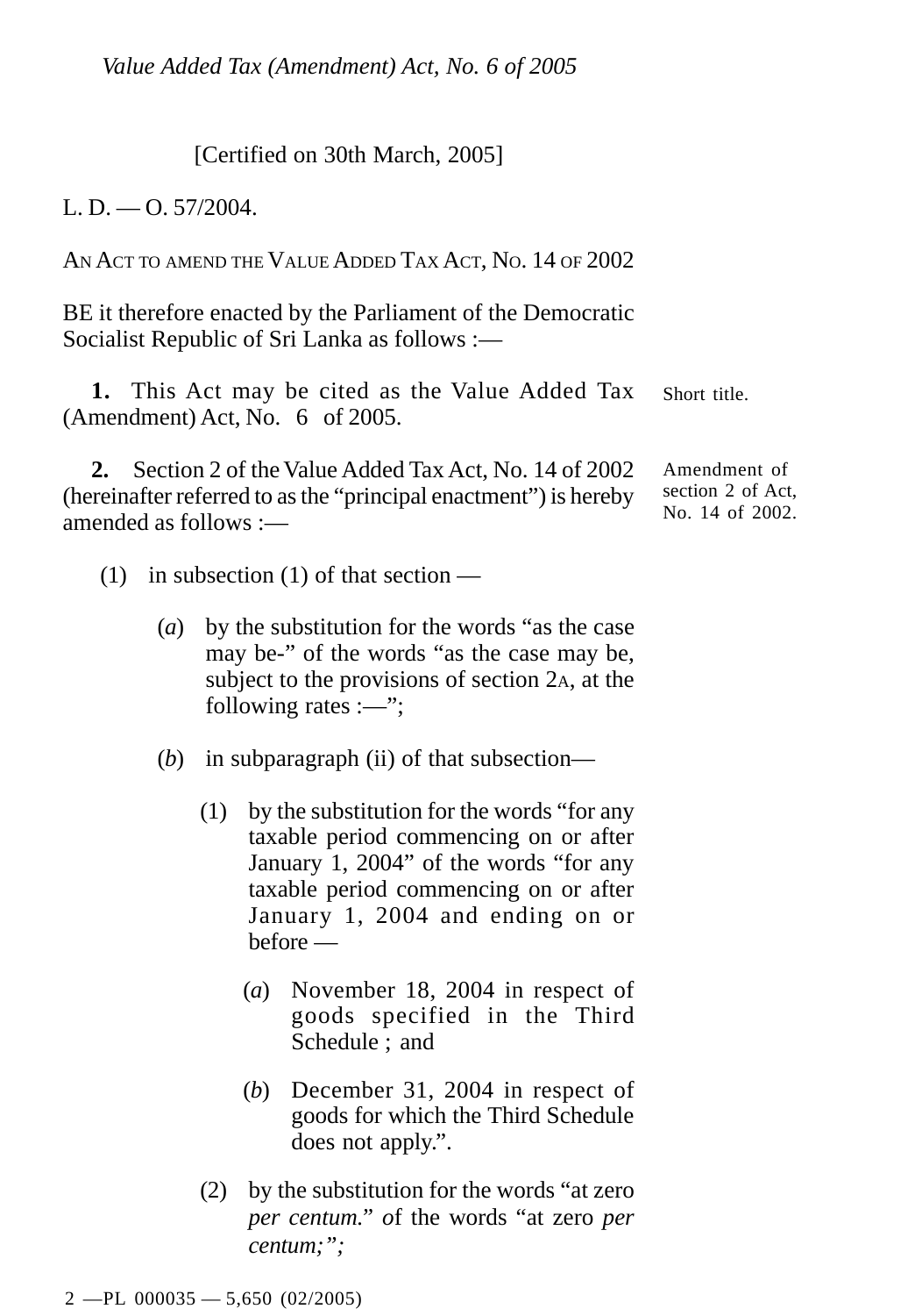*Value Added Tax (Amendment) Act, No. 6 of 2005*

[Certified on 30th March, 2005]

L. D. — O. 57/2004.

AN ACT TO AMEND THE VALUE ADDED TAX ACT, NO. 14 OF 2002

BE it therefore enacted by the Parliament of the Democratic Socialist Republic of Sri Lanka as follows :—

Short title.

**1.** This Act may be cited as the Value Added Tax (Amendment) Act, No. 6 of 2005.

Amendment of section 2 of Act, No. 14 of 2002.

**2.** Section 2 of the Value Added Tax Act, No. 14 of 2002 (hereinafter referred to as the "principal enactment") is hereby amended as follows :—

(1) in subsection (1) of that section —

(*a*) by the substitution for the words "as the case may be-" of the words "as the case may be, subject to the provisions of section 2A, at the following rates :—";

(*b*) in subparagraph (ii) of that subsection—

(1) by the substitution for the words "for any taxable period commencing on or after January 1, 2004" of the words "for any taxable period commencing on or after January 1, 2004 and ending on or before —

(*a*) November 18, 2004 in respect of goods specified in the Third Schedule ; and

(*b*) December 31, 2004 in respect of goods for which the Third Schedule does not apply.".

(2) by the substitution for the words "at zero *per centum.*" of the words "at zero *per centum;*";

2 —PL 000035 — 5,650 (02/2005)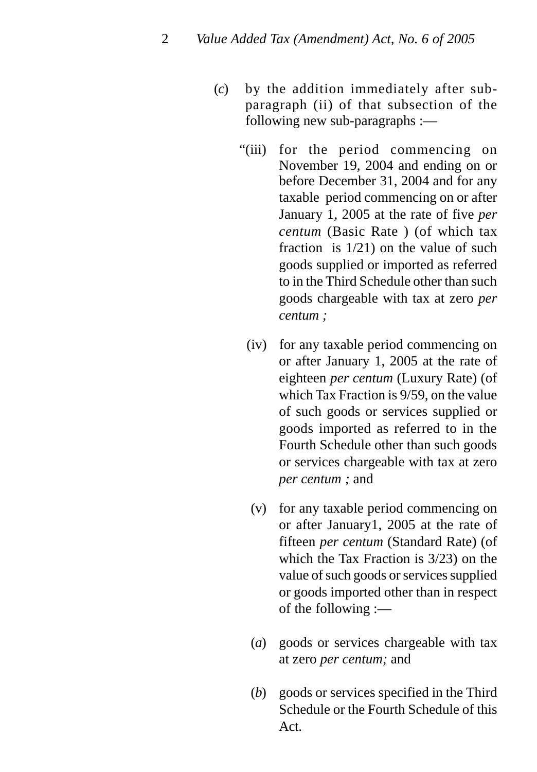(*c*) by the addition immediately after sub-paragraph (ii) of that subsection of the following new sub-paragraphs :—

"(iii) for the period commencing on November 19, 2004 and ending on or before December 31, 2004 and for any taxable period commencing on or after January 1, 2005 at the rate of five *per centum* (Basic Rate ) (of which tax fraction is 1/21) on the value of such goods supplied or imported as referred to in the Third Schedule other than such goods chargeable with tax at zero *per centum ;*

(iv) for any taxable period commencing on or after January 1, 2005 at the rate of eighteen *per centum* (Luxury Rate) (of which Tax Fraction is 9/59, on the value of such goods or services supplied or goods imported as referred to in the Fourth Schedule other than such goods or services chargeable with tax at zero *per centum ;* and

(v) for any taxable period commencing on or after January1, 2005 at the rate of fifteen *per centum* (Standard Rate) (of which the Tax Fraction is 3/23) on the value of such goods or services supplied or goods imported other than in respect of the following :—

(*a*) goods or services chargeable with tax at zero *per centum;* and

(*b*) goods or services specified in the Third Schedule or the Fourth Schedule of this Act.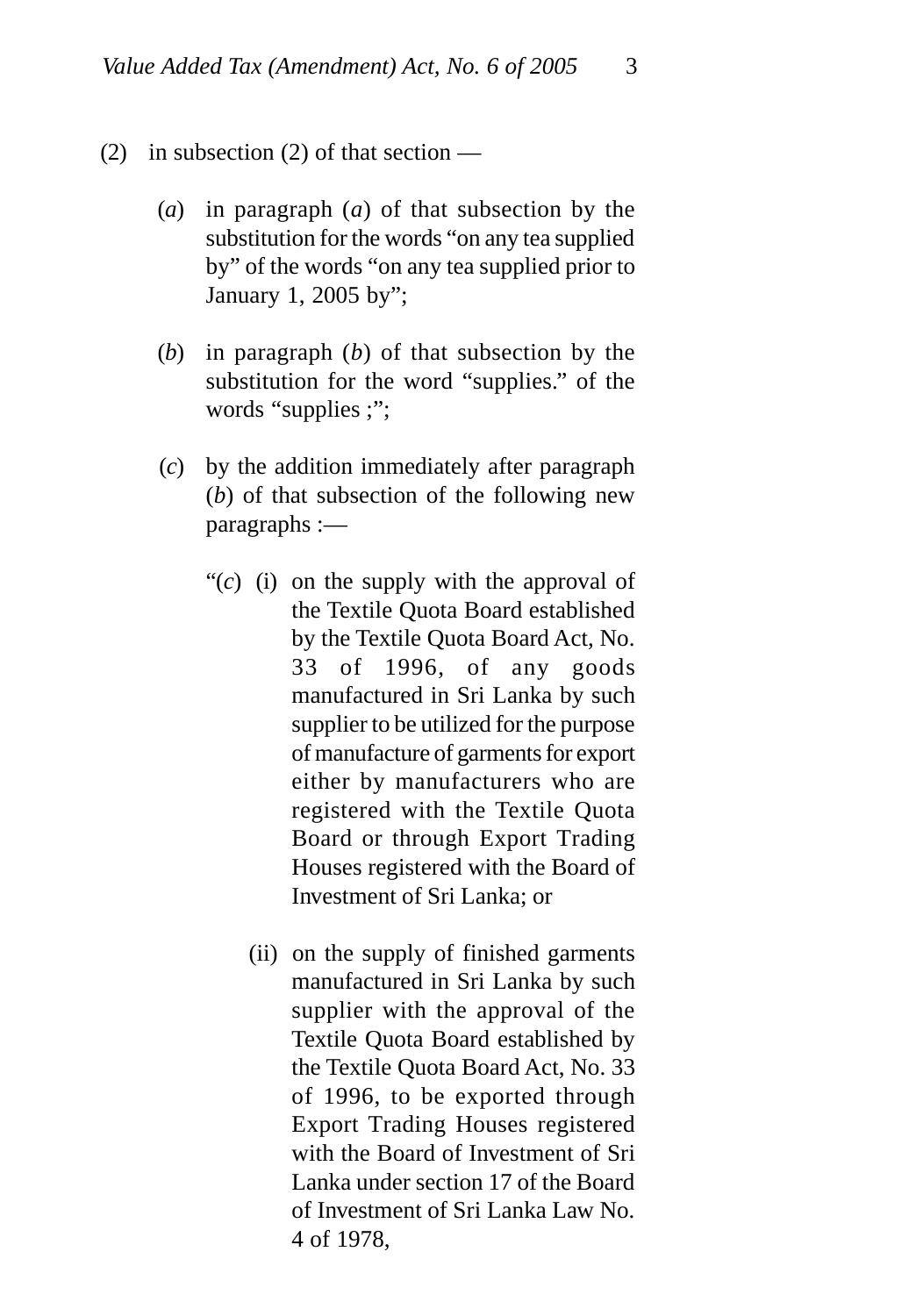(2) in subsection (2) of that section —

(*a*) in paragraph (*a*) of that subsection by the substitution for the words "on any tea supplied by" of the words "on any tea supplied prior to January 1, 2005 by";

(*b*) in paragraph (*b*) of that subsection by the substitution for the word "supplies." of the words "supplies ;";

(*c*) by the addition immediately after paragraph (*b*) of that subsection of the following new paragraphs :—

"(*c*) (i) on the supply with the approval of the Textile Quota Board established by the Textile Quota Board Act, No. 33 of 1996, of any goods manufactured in Sri Lanka by such supplier to be utilized for the purpose of manufacture of garments for export either by manufacturers who are registered with the Textile Quota Board or through Export Trading Houses registered with the Board of Investment of Sri Lanka; or

(ii) on the supply of finished garments manufactured in Sri Lanka by such supplier with the approval of the Textile Quota Board established by the Textile Quota Board Act, No. 33 of 1996, to be exported through Export Trading Houses registered with the Board of Investment of Sri Lanka under section 17 of the Board of Investment of Sri Lanka Law No. 4 of 1978,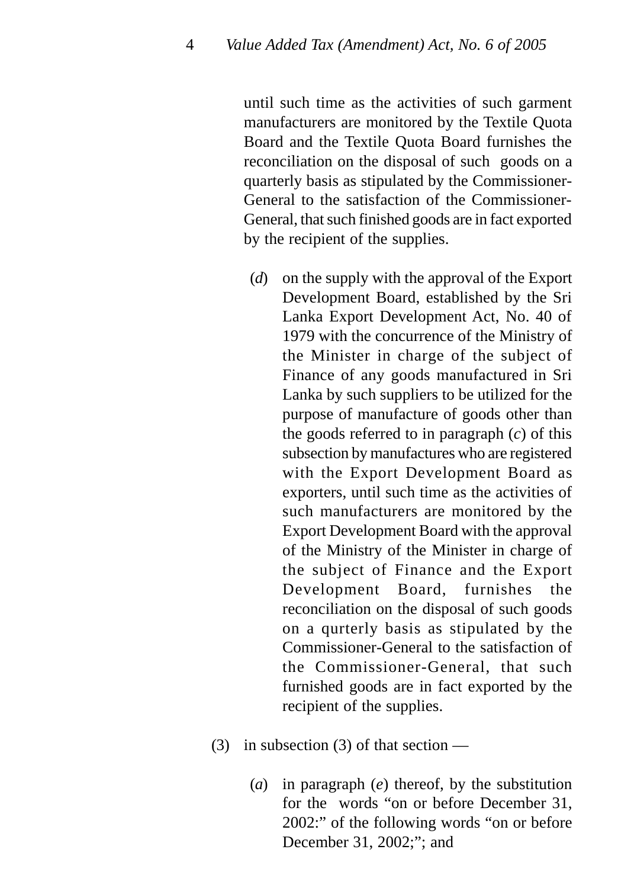until such time as the activities of such garment manufacturers are monitored by the Textile Quota Board and the Textile Quota Board furnishes the reconciliation on the disposal of such goods on a quarterly basis as stipulated by the Commissioner-General to the satisfaction of the Commissioner-General, that such finished goods are in fact exported by the recipient of the supplies.

(*d*) on the supply with the approval of the Export Development Board, established by the Sri Lanka Export Development Act, No. 40 of 1979 with the concurrence of the Ministry of the Minister in charge of the subject of Finance of any goods manufactured in Sri Lanka by such suppliers to be utilized for the purpose of manufacture of goods other than the goods referred to in paragraph (*c*) of this subsection by manufactures who are registered with the Export Development Board as exporters, until such time as the activities of such manufacturers are monitored by the Export Development Board with the approval of the Ministry of the Minister in charge of the subject of Finance and the Export Development Board, furnishes the reconciliation on the disposal of such goods on a qurterly basis as stipulated by the Commissioner-General to the satisfaction of the Commissioner-General, that such furnished goods are in fact exported by the recipient of the supplies.

(3) in subsection (3) of that section —

(*a*) in paragraph (*e*) thereof, by the substitution for the words "on or before December 31, 2002:" of the following words "on or before December 31, 2002;"; and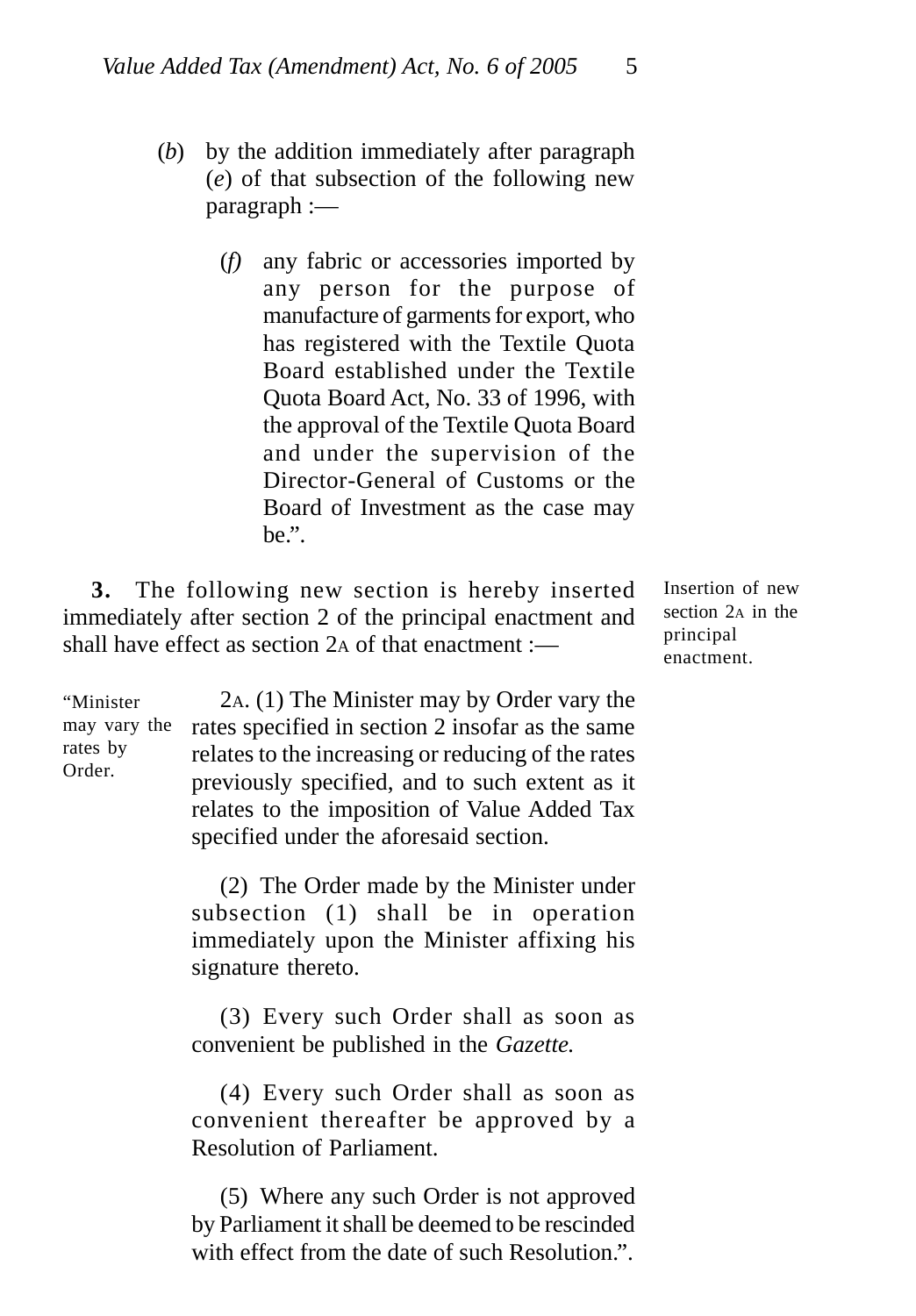(*b*) by the addition immediately after paragraph (*e*) of that subsection of the following new paragraph :—

> (*f*) any fabric or accessories imported by any person for the purpose of manufacture of garments for export, who has registered with the Textile Quota Board established under the Textile Quota Board Act, No. 33 of 1996, with the approval of the Textile Quota Board and under the supervision of the Director-General of Customs or the Board of Investment as the case may be.".

Insertion of new section 2A in the principal enactment.

**3.** The following new section is hereby inserted immediately after section 2 of the principal enactment and shall have effect as section 2A of that enactment :—

"Minister may vary the rates by Order.

2A. (1) The Minister may by Order vary the rates specified in section 2 insofar as the same relates to the increasing or reducing of the rates previously specified, and to such extent as it relates to the imposition of Value Added Tax specified under the aforesaid section.

(2) The Order made by the Minister under subsection (1) shall be in operation immediately upon the Minister affixing his signature thereto.

(3) Every such Order shall as soon as convenient be published in the *Gazette.*

(4) Every such Order shall as soon as convenient thereafter be approved by a Resolution of Parliament.

(5) Where any such Order is not approved by Parliament it shall be deemed to be rescinded with effect from the date of such Resolution.".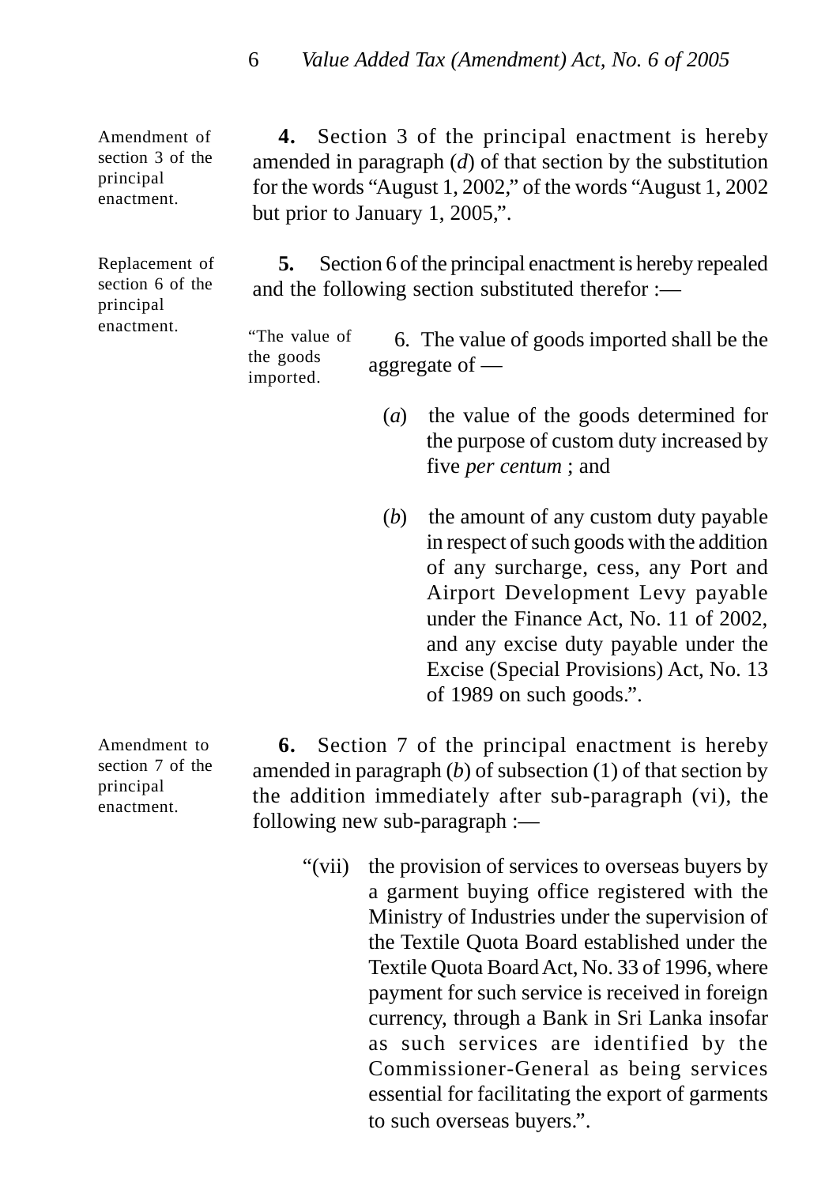Amendment of section 3 of the principal enactment.

**4.** Section 3 of the principal enactment is hereby amended in paragraph (*d*) of that section by the substitution for the words "August 1, 2002," of the words "August 1, 2002 but prior to January 1, 2005,".

Replacement of section 6 of the principal enactment.

**5.** Section 6 of the principal enactment is hereby repealed and the following section substituted therefor :—

"The value of the goods imported.

6. The value of goods imported shall be the aggregate of —

(*a*) the value of the goods determined for the purpose of custom duty increased by five *per centum* ; and

(*b*) the amount of any custom duty payable in respect of such goods with the addition of any surcharge, cess, any Port and Airport Development Levy payable under the Finance Act, No. 11 of 2002, and any excise duty payable under the Excise (Special Provisions) Act, No. 13 of 1989 on such goods.".

Amendment to section 7 of the principal enactment.

**6.** Section 7 of the principal enactment is hereby amended in paragraph (*b*) of subsection (1) of that section by the addition immediately after sub-paragraph (vi), the following new sub-paragraph :—

"(vii) the provision of services to overseas buyers by a garment buying office registered with the Ministry of Industries under the supervision of the Textile Quota Board established under the Textile Quota Board Act, No. 33 of 1996, where payment for such service is received in foreign currency, through a Bank in Sri Lanka insofar as such services are identified by the Commissioner-General as being services essential for facilitating the export of garments to such overseas buyers.".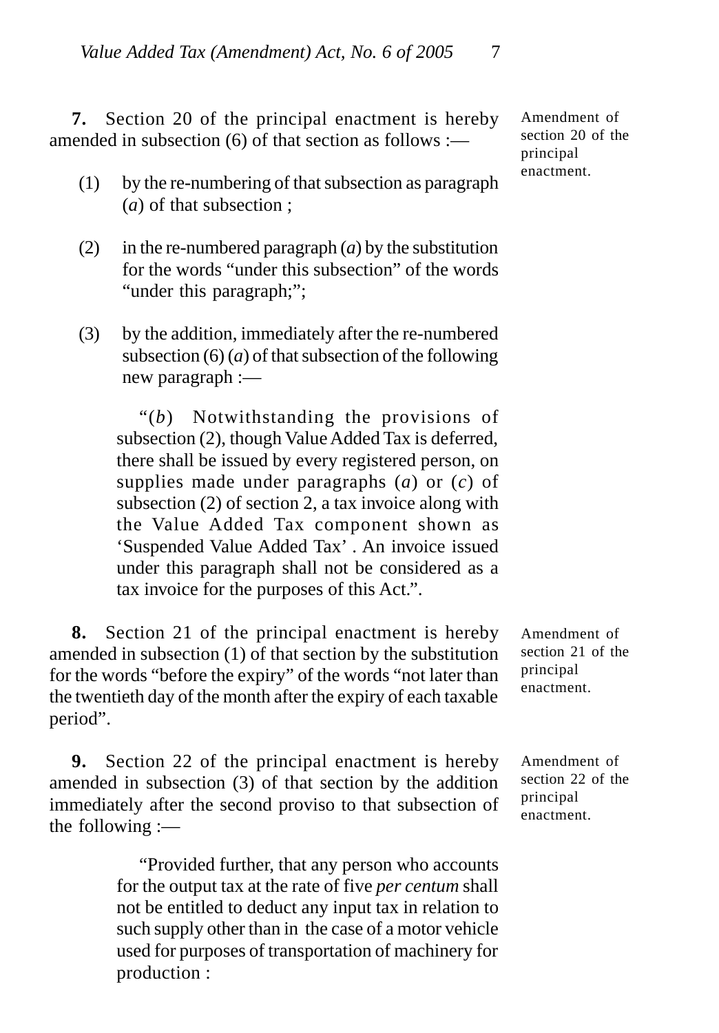**7.** Section 20 of the principal enactment is hereby amended in subsection (6) of that section as follows :—

Amendment of section 20 of the principal enactment.

(1) by the re-numbering of that subsection as paragraph (*a*) of that subsection ;

(2) in the re-numbered paragraph (*a*) by the substitution for the words "under this subsection" of the words "under this paragraph;";

(3) by the addition, immediately after the re-numbered subsection (6) (*a*) of that subsection of the following new paragraph :—

> "(*b*) Notwithstanding the provisions of subsection (2), though Value Added Tax is deferred, there shall be issued by every registered person, on supplies made under paragraphs (*a*) or (*c*) of subsection (2) of section 2, a tax invoice along with the Value Added Tax component shown as 'Suspended Value Added Tax' . An invoice issued under this paragraph shall not be considered as a tax invoice for the purposes of this Act.".

**8.** Section 21 of the principal enactment is hereby amended in subsection (1) of that section by the substitution for the words "before the expiry" of the words "not later than the twentieth day of the month after the expiry of each taxable period".

Amendment of section 21 of the principal enactment.

**9.** Section 22 of the principal enactment is hereby amended in subsection (3) of that section by the addition immediately after the second proviso to that subsection of the following :—

Amendment of section 22 of the principal enactment.

> "Provided further, that any person who accounts for the output tax at the rate of five *per centum* shall not be entitled to deduct any input tax in relation to such supply other than in the case of a motor vehicle used for purposes of transportation of machinery for production :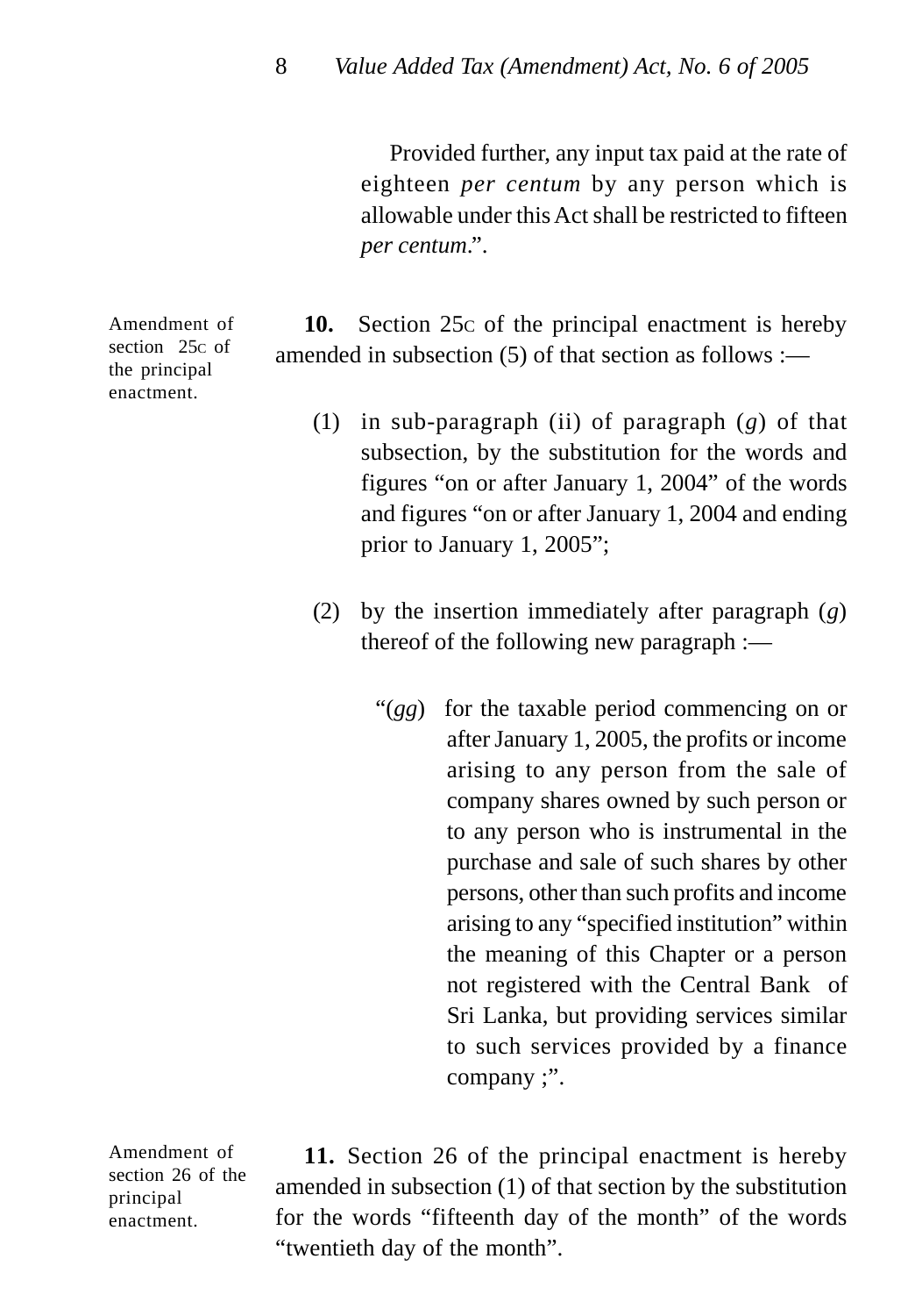Provided further, any input tax paid at the rate of eighteen *per centum* by any person which is allowable under this Act shall be restricted to fifteen *per centum*.".

Amendment of section 25C of the principal enactment.

**10.** Section 25C of the principal enactment is hereby amended in subsection (5) of that section as follows :—

(1) in sub-paragraph (ii) of paragraph (*g*) of that subsection, by the substitution for the words and figures "on or after January 1, 2004" of the words and figures "on or after January 1, 2004 and ending prior to January 1, 2005";

(2) by the insertion immediately after paragraph (*g*) thereof of the following new paragraph :—

"(*gg*) for the taxable period commencing on or after January 1, 2005, the profits or income arising to any person from the sale of company shares owned by such person or to any person who is instrumental in the purchase and sale of such shares by other persons, other than such profits and income arising to any "specified institution" within the meaning of this Chapter or a person not registered with the Central Bank of Sri Lanka, but providing services similar to such services provided by a finance company ;".

Amendment of section 26 of the principal enactment.

**11.** Section 26 of the principal enactment is hereby amended in subsection (1) of that section by the substitution for the words "fifteenth day of the month" of the words "twentieth day of the month".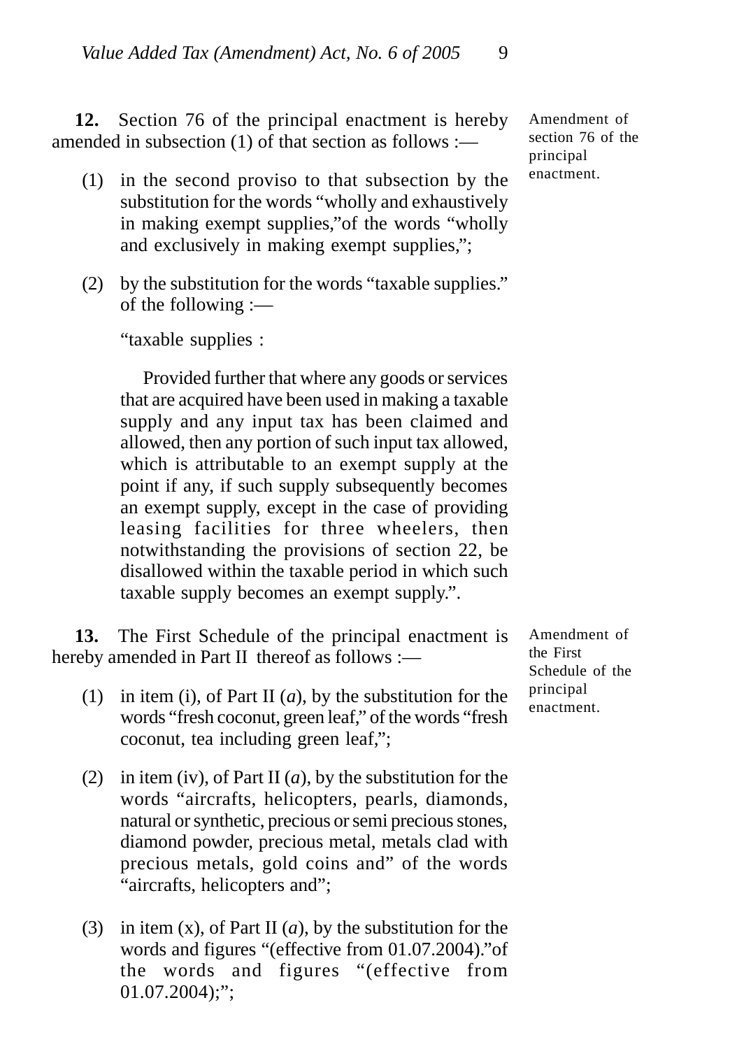**12.** Section 76 of the principal enactment is hereby amended in subsection (1) of that section as follows :—

Amendment of section 76 of the principal enactment.

(1) in the second proviso to that subsection by the substitution for the words "wholly and exhaustively in making exempt supplies,"of the words "wholly and exclusively in making exempt supplies,";

(2) by the substitution for the words "taxable supplies." of the following :—

"taxable supplies :

Provided further that where any goods or services that are acquired have been used in making a taxable supply and any input tax has been claimed and allowed, then any portion of such input tax allowed, which is attributable to an exempt supply at the point if any, if such supply subsequently becomes an exempt supply, except in the case of providing leasing facilities for three wheelers, then notwithstanding the provisions of section 22, be disallowed within the taxable period in which such taxable supply becomes an exempt supply.".

**13.** The First Schedule of the principal enactment is hereby amended in Part II thereof as follows :—

Amendment of the First Schedule of the principal enactment.

(1) in item (i), of Part II (*a*), by the substitution for the words "fresh coconut, green leaf," of the words "fresh coconut, tea including green leaf,";

(2) in item (iv), of Part II (*a*), by the substitution for the words "aircrafts, helicopters, pearls, diamonds, natural or synthetic, precious or semi precious stones, diamond powder, precious metal, metals clad with precious metals, gold coins and" of the words "aircrafts, helicopters and";

(3) in item (x), of Part II (*a*), by the substitution for the words and figures "(effective from 01.07.2004)."of the words and figures "(effective from 01.07.2004);";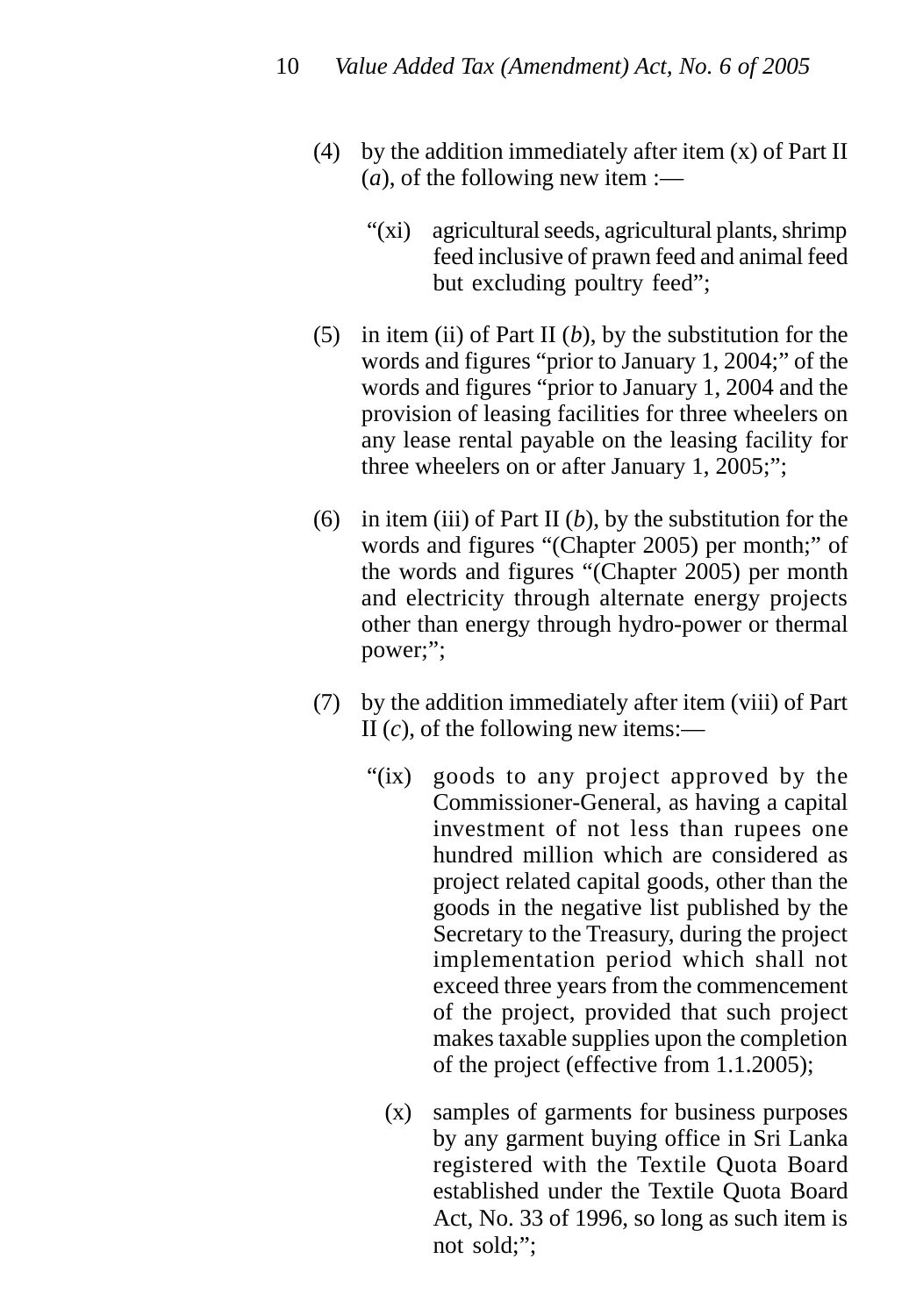(4) by the addition immediately after item (x) of Part II (*a*), of the following new item :—

> "(xi) agricultural seeds, agricultural plants, shrimp feed inclusive of prawn feed and animal feed but excluding poultry feed";

(5) in item (ii) of Part II (*b*), by the substitution for the words and figures "prior to January 1, 2004;" of the words and figures "prior to January 1, 2004 and the provision of leasing facilities for three wheelers on any lease rental payable on the leasing facility for three wheelers on or after January 1, 2005;";

(6) in item (iii) of Part II (*b*), by the substitution for the words and figures "(Chapter 2005) per month;" of the words and figures "(Chapter 2005) per month and electricity through alternate energy projects other than energy through hydro-power or thermal power;";

(7) by the addition immediately after item (viii) of Part II (*c*), of the following new items:—

> "(ix) goods to any project approved by the Commissioner-General, as having a capital investment of not less than rupees one hundred million which are considered as project related capital goods, other than the goods in the negative list published by the Secretary to the Treasury, during the project implementation period which shall not exceed three years from the commencement of the project, provided that such project makes taxable supplies upon the completion of the project (effective from 1.1.2005);
>
> (x) samples of garments for business purposes by any garment buying office in Sri Lanka registered with the Textile Quota Board established under the Textile Quota Board Act, No. 33 of 1996, so long as such item is not sold;";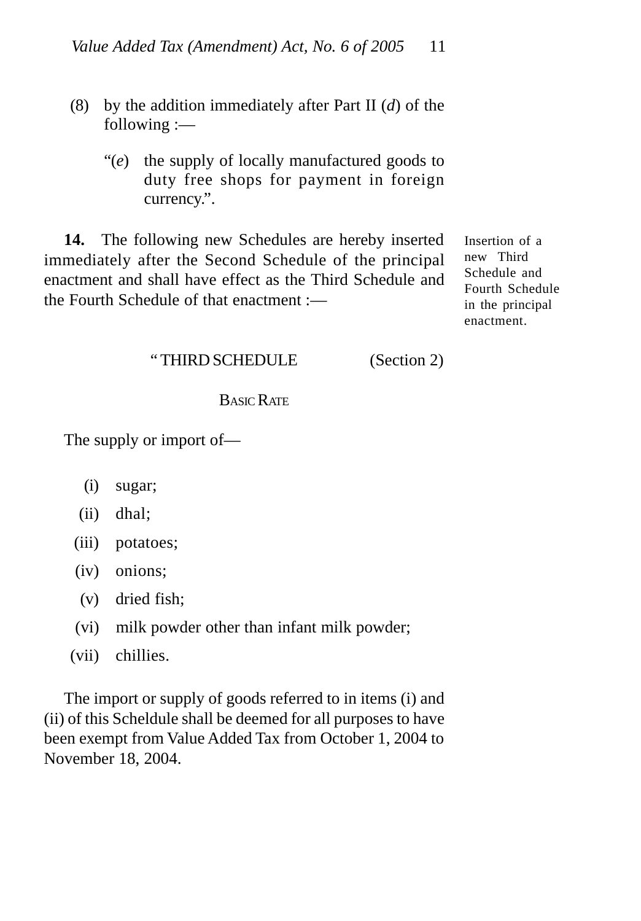(8) by the addition immediately after Part II (*d*) of the following :—

“(*e*) the supply of locally manufactured goods to duty free shops for payment in foreign currency.”.

**14.** The following new Schedules are hereby inserted immediately after the Second Schedule of the principal enactment and shall have effect as the Third Schedule and the Fourth Schedule of that enactment :—

Insertion of a new Third Schedule and Fourth Schedule in the principal enactment.

“ THIRD SCHEDULE (Section 2)

BASIC RATE

The supply or import of—

(i) sugar;

(ii) dhal;

(iii) potatoes;

(iv) onions;

(v) dried fish;

(vi) milk powder other than infant milk powder;

(vii) chillies.

The import or supply of goods referred to in items (i) and (ii) of this Scheldule shall be deemed for all purposes to have been exempt from Value Added Tax from October 1, 2004 to November 18, 2004.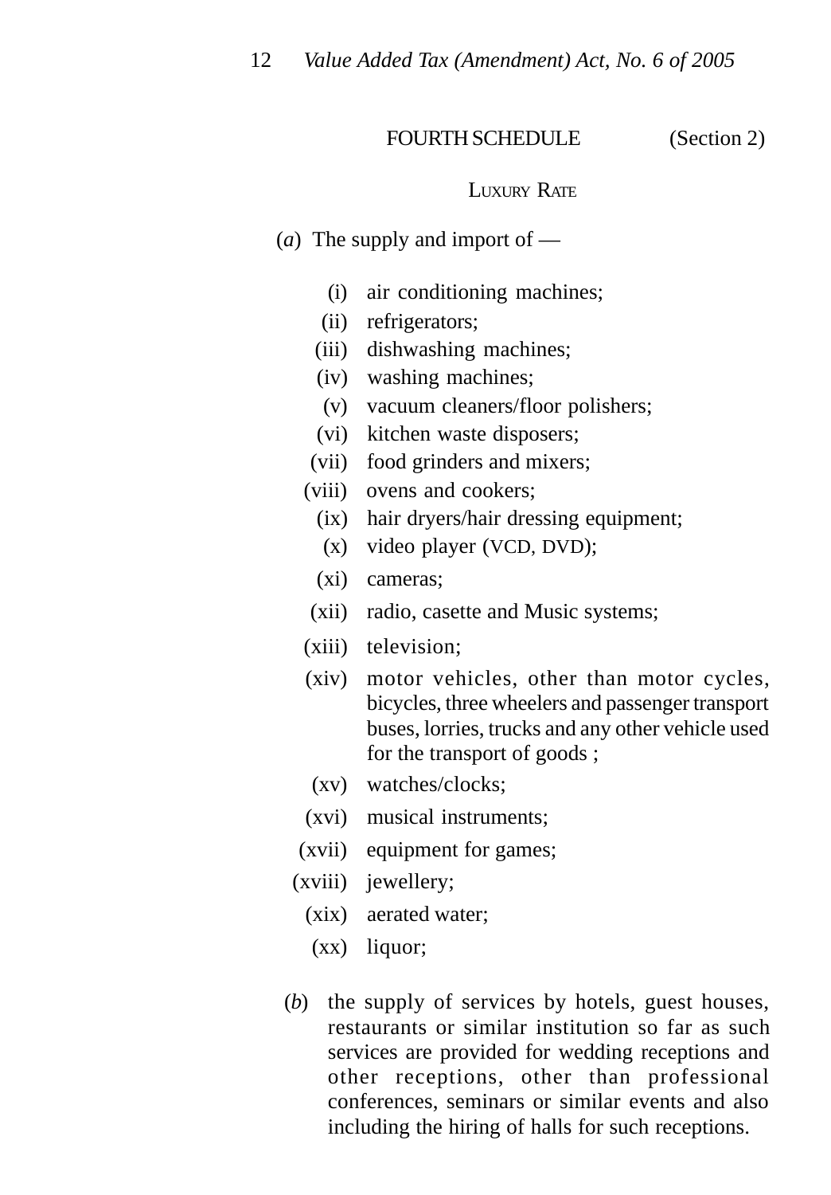## FOURTH SCHEDULE (Section 2)

### LUXURY RATE

(*a*) The supply and import of —

- (i) air conditioning machines;
- (ii) refrigerators;
- (iii) dishwashing machines;
- (iv) washing machines;
- (v) vacuum cleaners/floor polishers;
- (vi) kitchen waste disposers;
- (vii) food grinders and mixers;
- (viii) ovens and cookers;
- (ix) hair dryers/hair dressing equipment;
- (x) video player (VCD, DVD);
- (xi) cameras;
- (xii) radio, casette and Music systems;
- (xiii) television;
- (xiv) motor vehicles, other than motor cycles, bicycles, three wheelers and passenger transport buses, lorries, trucks and any other vehicle used for the transport of goods ;
- (xv) watches/clocks;
- (xvi) musical instruments;
- (xvii) equipment for games;
- (xviii) jewellery;
- (xix) aerated water;
- (xx) liquor;

(*b*) the supply of services by hotels, guest houses, restaurants or similar institution so far as such services are provided for wedding receptions and other receptions, other than professional conferences, seminars or similar events and also including the hiring of halls for such receptions.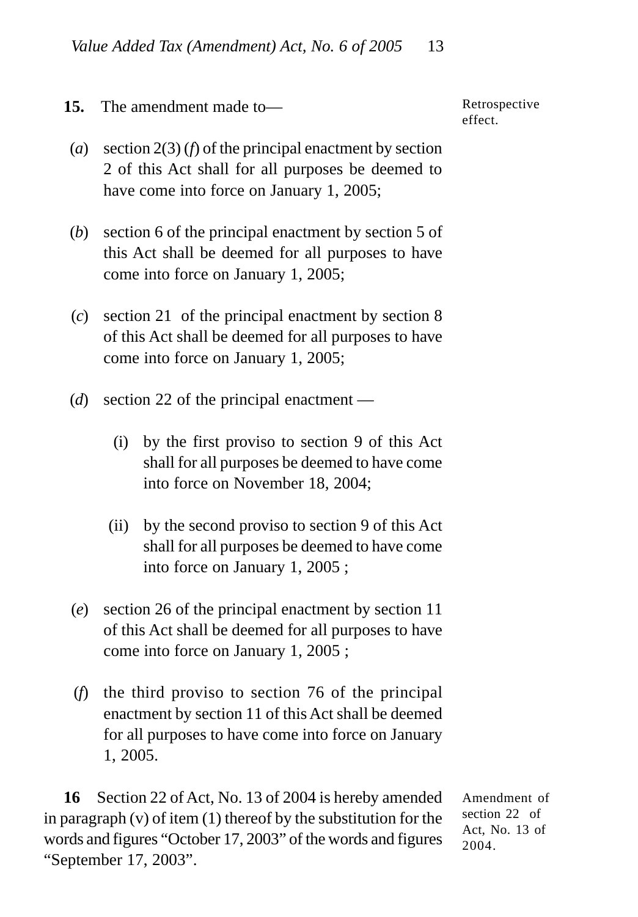**15.** The amendment made to—

Retrospective effect.

(*a*) section 2(3) (*f*) of the principal enactment by section 2 of this Act shall for all purposes be deemed to have come into force on January 1, 2005;

(*b*) section 6 of the principal enactment by section 5 of this Act shall be deemed for all purposes to have come into force on January 1, 2005;

(*c*) section 21 of the principal enactment by section 8 of this Act shall be deemed for all purposes to have come into force on January 1, 2005;

(*d*) section 22 of the principal enactment —

(i) by the first proviso to section 9 of this Act shall for all purposes be deemed to have come into force on November 18, 2004;

(ii) by the second proviso to section 9 of this Act shall for all purposes be deemed to have come into force on January 1, 2005 ;

(*e*) section 26 of the principal enactment by section 11 of this Act shall be deemed for all purposes to have come into force on January 1, 2005 ;

(*f*) the third proviso to section 76 of the principal enactment by section 11 of this Act shall be deemed for all purposes to have come into force on January 1, 2005.

**16** Section 22 of Act, No. 13 of 2004 is hereby amended in paragraph (v) of item (1) thereof by the substitution for the words and figures "October 17, 2003" of the words and figures "September 17, 2003".

Amendment of section 22 of Act, No. 13 of 2004.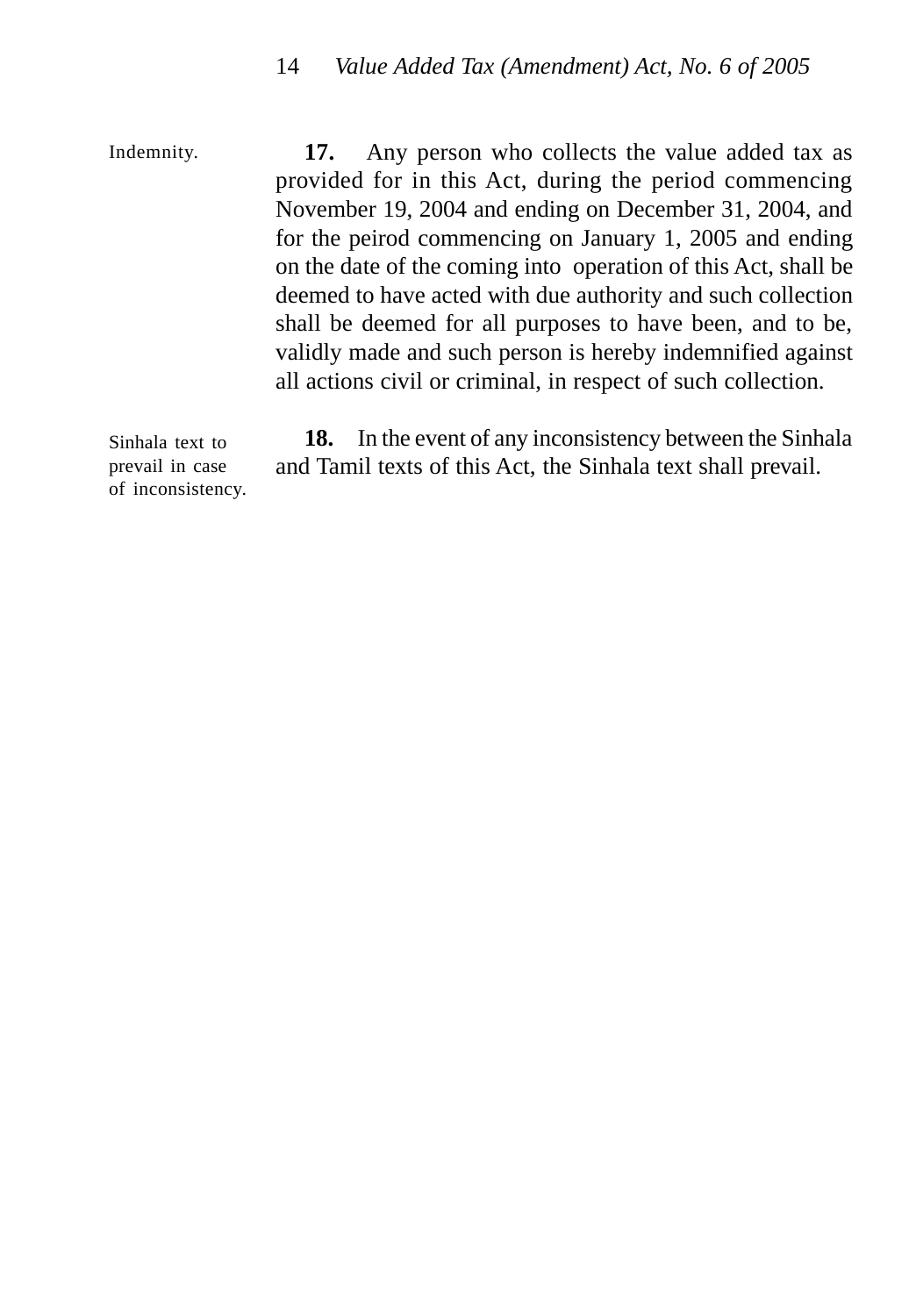Indemnity.

**17.** Any person who collects the value added tax as provided for in this Act, during the period commencing November 19, 2004 and ending on December 31, 2004, and for the peirod commencing on January 1, 2005 and ending on the date of the coming into operation of this Act, shall be deemed to have acted with due authority and such collection shall be deemed for all purposes to have been, and to be, validly made and such person is hereby indemnified against all actions civil or criminal, in respect of such collection.

Sinhala text to prevail in case of inconsistency.

**18.** In the event of any inconsistency between the Sinhala and Tamil texts of this Act, the Sinhala text shall prevail.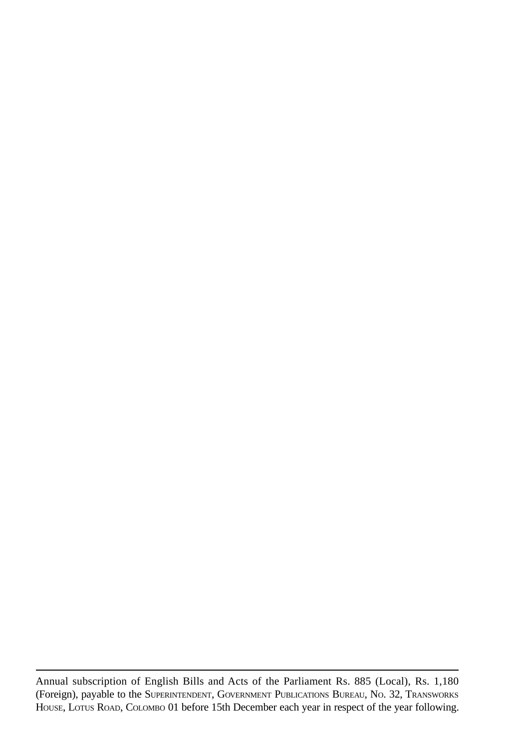Annual subscription of English Bills and Acts of the Parliament Rs. 885 (Local), Rs. 1,180 (Foreign), payable to the SUPERINTENDENT, GOVERNMENT PUBLICATIONS BUREAU, NO. 32, TRANSWORKS HOUSE, LOTUS ROAD, COLOMBO 01 before 15th December each year in respect of the year following.